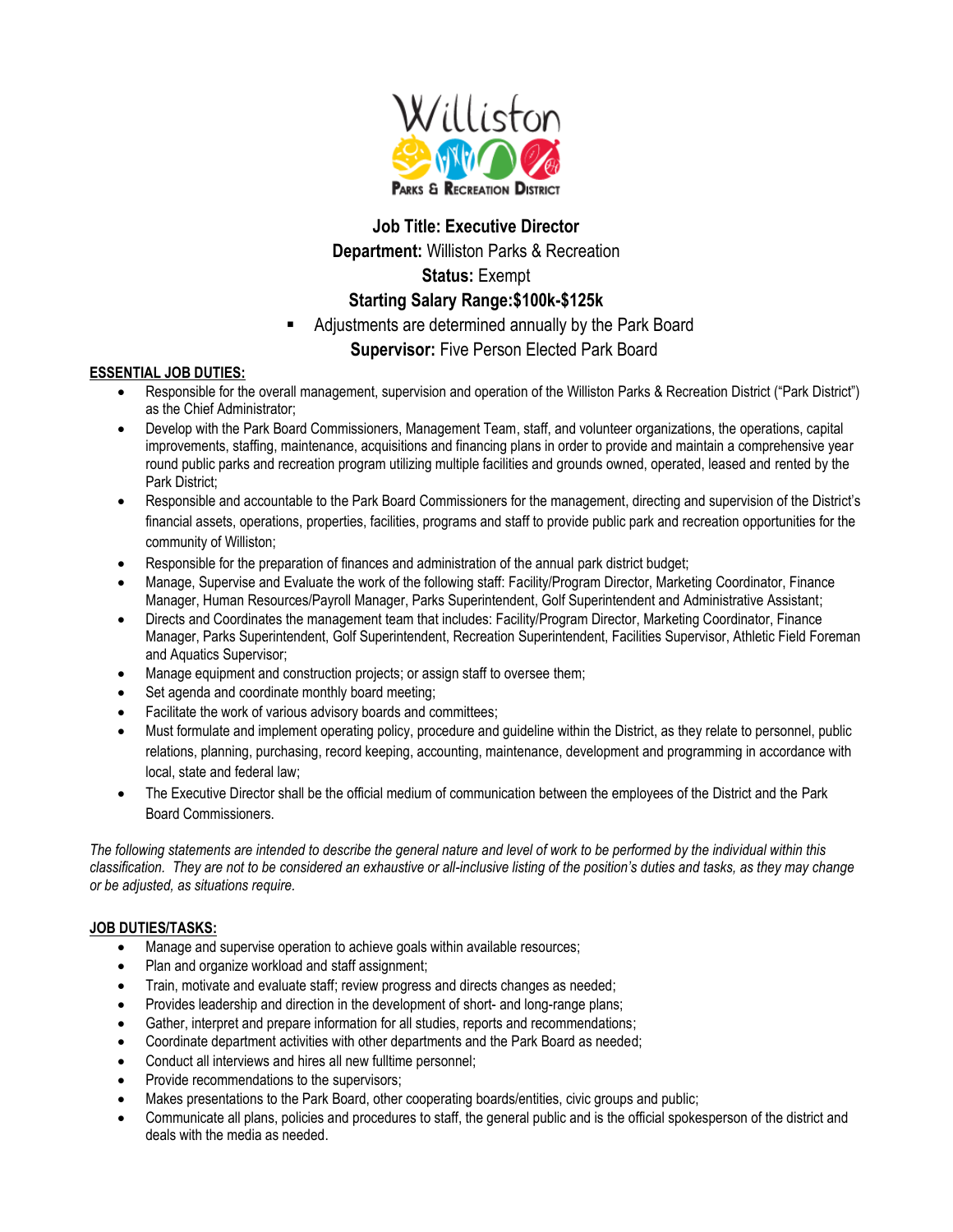**Job Title: Executive Director**

**Department:** Williston Parks & Recreation

**Status:** Exempt

**Starting Salary Range:$100k-$125k**

- Adjustments are determined annually by the Park Board

**Supervisor:** Five Person Elected Park Board

**ESSENTIAL JOB DUTIES:**

- Responsible for the overall management, supervision and operation of the Williston Parks & Recreation District ("Park District") as the Chief Administrator;
- Develop with the Park Board Commissioners, Management Team, staff, and volunteer organizations, the operations, capital improvements, staffing, maintenance, acquisitions and financing plans in order to provide and maintain a comprehensive year round public parks and recreation program utilizing multiple facilities and grounds owned, operated, leased and rented by the Park District;
- Responsible and accountable to the Park Board Commissioners for the management, directing and supervision of the District's financial assets, operations, properties, facilities, programs and staff to provide public park and recreation opportunities for the community of Williston;
- Responsible for the preparation of finances and administration of the annual park district budget;
- Manage, Supervise and Evaluate the work of the following staff: Facility/Program Director, Marketing Coordinator, Finance Manager, Human Resources/Payroll Manager, Parks Superintendent, Golf Superintendent and Administrative Assistant;
- Directs and Coordinates the management team that includes: Facility/Program Director, Marketing Coordinator, Finance Manager, Parks Superintendent, Golf Superintendent, Recreation Superintendent, Facilities Supervisor, Athletic Field Foreman and Aquatics Supervisor;
- Manage equipment and construction projects; or assign staff to oversee them;
- Set agenda and coordinate monthly board meeting;
- Facilitate the work of various advisory boards and committees;
- Must formulate and implement operating policy, procedure and guideline within the District, as they relate to personnel, public relations, planning, purchasing, record keeping, accounting, maintenance, development and programming in accordance with local, state and federal law;
- The Executive Director shall be the official medium of communication between the employees of the District and the Park Board Commissioners.

*The following statements are intended to describe the general nature and level of work to be performed by the individual within this classification. They are not to be considered an exhaustive or all-inclusive listing of the position's duties and tasks, as they may change or be adjusted, as situations require.*

**JOB DUTIES/TASKS:**

- Manage and supervise operation to achieve goals within available resources;
- Plan and organize workload and staff assignment;
- Train, motivate and evaluate staff; review progress and directs changes as needed;
- Provides leadership and direction in the development of short- and long-range plans;
- Gather, interpret and prepare information for all studies, reports and recommendations;
- Coordinate department activities with other departments and the Park Board as needed;
- Conduct all interviews and hires all new fulltime personnel;
- Provide recommendations to the supervisors;
- Makes presentations to the Park Board, other cooperating boards/entities, civic groups and public;
- Communicate all plans, policies and procedures to staff, the general public and is the official spokesperson of the district and deals with the media as needed.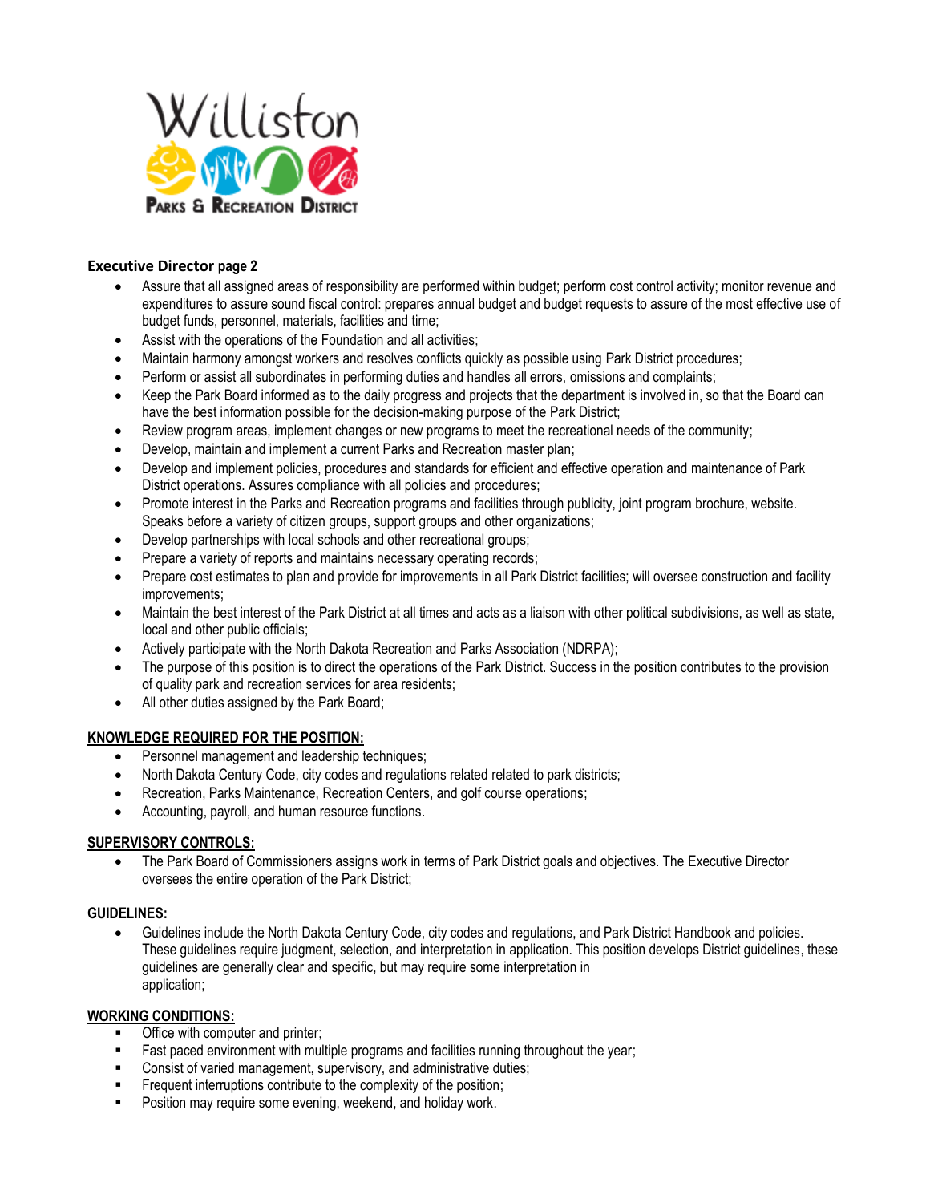**Executive Director page 2**

- Assure that all assigned areas of responsibility are performed within budget; perform cost control activity; monitor revenue and expenditures to assure sound fiscal control: prepares annual budget and budget requests to assure of the most effective use of budget funds, personnel, materials, facilities and time;
- Assist with the operations of the Foundation and all activities;
- Maintain harmony amongst workers and resolves conflicts quickly as possible using Park District procedures;
- Perform or assist all subordinates in performing duties and handles all errors, omissions and complaints;
- Keep the Park Board informed as to the daily progress and projects that the department is involved in, so that the Board can have the best information possible for the decision-making purpose of the Park District;
- Review program areas, implement changes or new programs to meet the recreational needs of the community;
- Develop, maintain and implement a current Parks and Recreation master plan;
- Develop and implement policies, procedures and standards for efficient and effective operation and maintenance of Park District operations. Assures compliance with all policies and procedures;
- Promote interest in the Parks and Recreation programs and facilities through publicity, joint program brochure, website. Speaks before a variety of citizen groups, support groups and other organizations;
- Develop partnerships with local schools and other recreational groups;
- Prepare a variety of reports and maintains necessary operating records;
- Prepare cost estimates to plan and provide for improvements in all Park District facilities; will oversee construction and facility improvements;
- Maintain the best interest of the Park District at all times and acts as a liaison with other political subdivisions, as well as state, local and other public officials;
- Actively participate with the North Dakota Recreation and Parks Association (NDRPA);
- The purpose of this position is to direct the operations of the Park District. Success in the position contributes to the provision of quality park and recreation services for area residents;
- All other duties assigned by the Park Board;

**KNOWLEDGE REQUIRED FOR THE POSITION:**

- Personnel management and leadership techniques;
- North Dakota Century Code, city codes and regulations related related to park districts;
- Recreation, Parks Maintenance, Recreation Centers, and golf course operations;
- Accounting, payroll, and human resource functions.

**SUPERVISORY CONTROLS:**

- The Park Board of Commissioners assigns work in terms of Park District goals and objectives. The Executive Director oversees the entire operation of the Park District;

**GUIDELINES:**

- Guidelines include the North Dakota Century Code, city codes and regulations, and Park District Handbook and policies. These guidelines require judgment, selection, and interpretation in application. This position develops District guidelines, these guidelines are generally clear and specific, but may require some interpretation in application;

**WORKING CONDITIONS:**

- Office with computer and printer;
- Fast paced environment with multiple programs and facilities running throughout the year;
- Consist of varied management, supervisory, and administrative duties;
- Frequent interruptions contribute to the complexity of the position;
- Position may require some evening, weekend, and holiday work.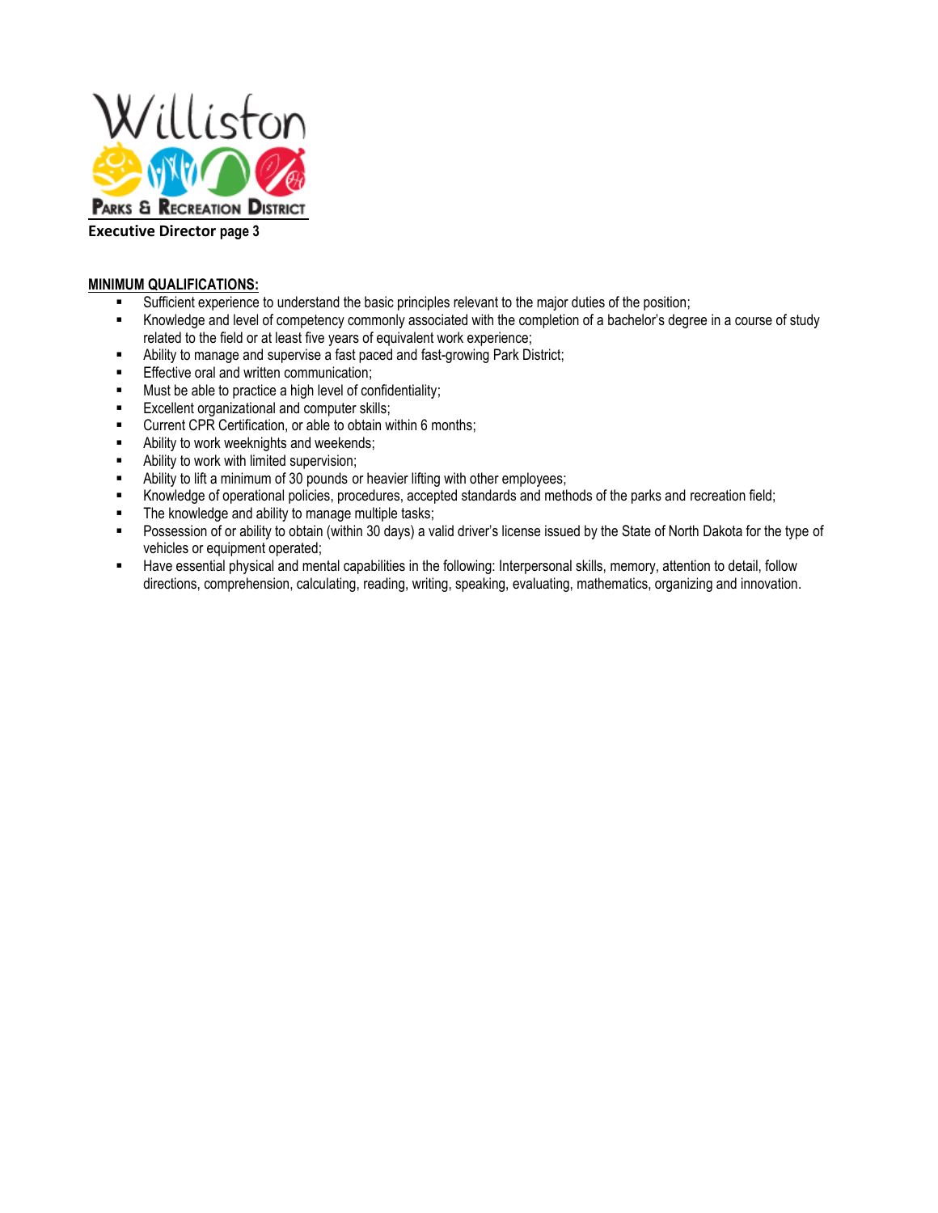## MINIMUM QUALIFICATIONS:

- Sufficient experience to understand the basic principles relevant to the major duties of the position;
- Knowledge and level of competency commonly associated with the completion of a bachelor's degree in a course of study related to the field or at least five years of equivalent work experience;
- Ability to manage and supervise a fast paced and fast-growing Park District;
- Effective oral and written communication;
- Must be able to practice a high level of confidentiality;
- Excellent organizational and computer skills;
- Current CPR Certification, or able to obtain within 6 months;
- Ability to work weeknights and weekends;
- Ability to work with limited supervision;
- Ability to lift a minimum of 30 pounds or heavier lifting with other employees;
- Knowledge of operational policies, procedures, accepted standards and methods of the parks and recreation field;
- The knowledge and ability to manage multiple tasks;
- Possession of or ability to obtain (within 30 days) a valid driver's license issued by the State of North Dakota for the type of vehicles or equipment operated;
- Have essential physical and mental capabilities in the following: Interpersonal skills, memory, attention to detail, follow directions, comprehension, calculating, reading, writing, speaking, evaluating, mathematics, organizing and innovation.